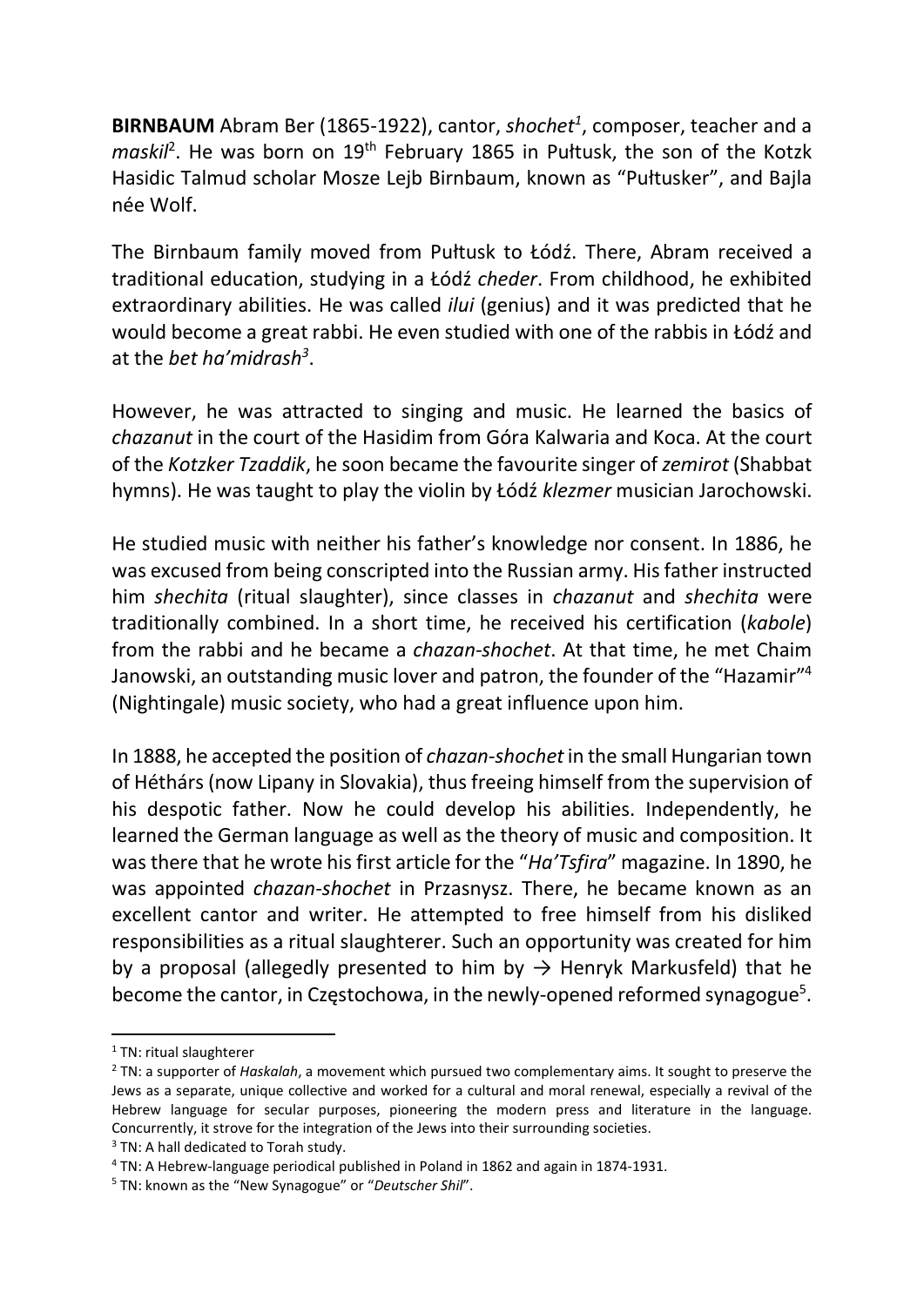**BIRNBAUM** Abram Ber (1865-1922), cantor, *shochet*[1], composer, teacher and a *maskil*[2]. He was born on 19th February 1865 in Pułtusk, the son of the Kotzk Hasidic Talmud scholar Mosze Lejb Birnbaum, known as "Pułtusker", and Bajla née Wolf.

The Birnbaum family moved from Pułtusk to Łódź. There, Abram received a traditional education, studying in a Łódź *cheder*. From childhood, he exhibited extraordinary abilities. He was called *ilui* (genius) and it was predicted that he would become a great rabbi. He even studied with one of the rabbis in Łódź and at the *bet ha'midrash*[3].

However, he was attracted to singing and music. He learned the basics of *chazanut* in the court of the Hasidim from Góra Kalwaria and Koca. At the court of the *Kotzker Tzaddik*, he soon became the favourite singer of *zemirot* (Shabbat hymns). He was taught to play the violin by Łódź *klezmer* musician Jarochowski.

He studied music with neither his father's knowledge nor consent. In 1886, he was excused from being conscripted into the Russian army. His father instructed him *shechita* (ritual slaughter), since classes in *chazanut* and *shechita* were traditionally combined. In a short time, he received his certification (*kabole*) from the rabbi and he became a *chazan-shochet*. At that time, he met Chaim Janowski, an outstanding music lover and patron, the founder of the "Hazamir"[4] (Nightingale) music society, who had a great influence upon him.

In 1888, he accepted the position of *chazan-shochet* in the small Hungarian town of Héthárs (now Lipany in Slovakia), thus freeing himself from the supervision of his despotic father. Now he could develop his abilities. Independently, he learned the German language as well as the theory of music and composition. It was there that he wrote his first article for the "*Ha'Tsfira*" magazine. In 1890, he was appointed *chazan-shochet* in Przasnysz. There, he became known as an excellent cantor and writer. He attempted to free himself from his disliked responsibilities as a ritual slaughterer. Such an opportunity was created for him by a proposal (allegedly presented to him by → Henryk Markusfeld) that he become the cantor, in Częstochowa, in the newly-opened reformed synagogue[5].

---

[1] TN: ritual slaughterer

[2] TN: a supporter of *Haskalah*, a movement which pursued two complementary aims. It sought to preserve the Jews as a separate, unique collective and worked for a cultural and moral renewal, especially a revival of the Hebrew language for secular purposes, pioneering the modern press and literature in the language. Concurrently, it strove for the integration of the Jews into their surrounding societies.

[3] TN: A hall dedicated to Torah study.

[4] TN: A Hebrew-language periodical published in Poland in 1862 and again in 1874-1931.

[5] TN: known as the "New Synagogue" or "*Deutscher Shil*".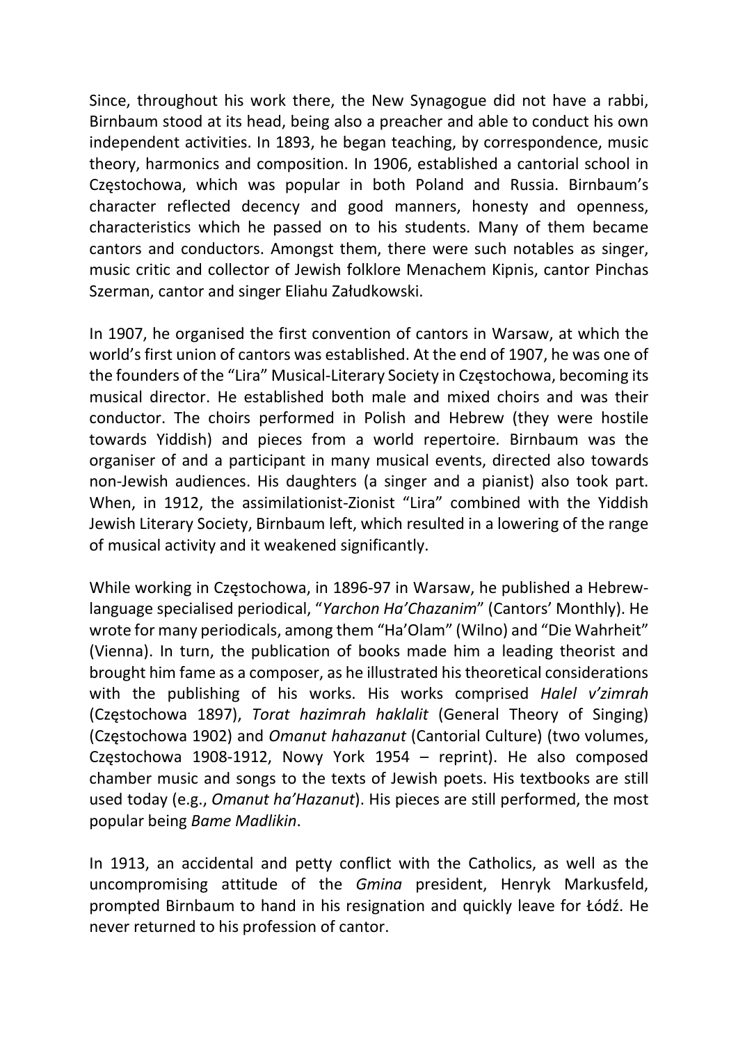Since, throughout his work there, the New Synagogue did not have a rabbi, Birnbaum stood at its head, being also a preacher and able to conduct his own independent activities. In 1893, he began teaching, by correspondence, music theory, harmonics and composition. In 1906, established a cantorial school in Częstochowa, which was popular in both Poland and Russia. Birnbaum's character reflected decency and good manners, honesty and openness, characteristics which he passed on to his students. Many of them became cantors and conductors. Amongst them, there were such notables as singer, music critic and collector of Jewish folklore Menachem Kipnis, cantor Pinchas Szerman, cantor and singer Eliahu Załudkowski.

In 1907, he organised the first convention of cantors in Warsaw, at which the world's first union of cantors was established. At the end of 1907, he was one of the founders of the "Lira" Musical-Literary Society in Częstochowa, becoming its musical director. He established both male and mixed choirs and was their conductor. The choirs performed in Polish and Hebrew (they were hostile towards Yiddish) and pieces from a world repertoire. Birnbaum was the organiser of and a participant in many musical events, directed also towards non-Jewish audiences. His daughters (a singer and a pianist) also took part. When, in 1912, the assimilationist-Zionist "Lira" combined with the Yiddish Jewish Literary Society, Birnbaum left, which resulted in a lowering of the range of musical activity and it weakened significantly.

While working in Częstochowa, in 1896-97 in Warsaw, he published a Hebrew-language specialised periodical, "*Yarchon Ha'Chazanim*" (Cantors' Monthly). He wrote for many periodicals, among them "Ha'Olam" (Wilno) and "Die Wahrheit" (Vienna). In turn, the publication of books made him a leading theorist and brought him fame as a composer, as he illustrated his theoretical considerations with the publishing of his works. His works comprised *Halel v'zimrah* (Częstochowa 1897), *Torat hazimrah haklalit* (General Theory of Singing) (Częstochowa 1902) and *Omanut hahazanut* (Cantorial Culture) (two volumes, Częstochowa 1908-1912, Nowy York 1954 – reprint). He also composed chamber music and songs to the texts of Jewish poets. His textbooks are still used today (e.g., *Omanut ha'Hazanut*). His pieces are still performed, the most popular being *Bame Madlikin*.

In 1913, an accidental and petty conflict with the Catholics, as well as the uncompromising attitude of the *Gmina* president, Henryk Markusfeld, prompted Birnbaum to hand in his resignation and quickly leave for Łódź. He never returned to his profession of cantor.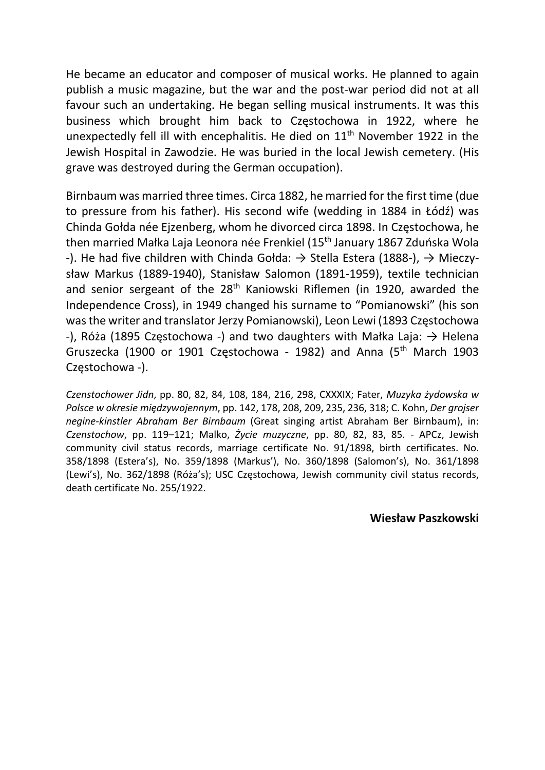He became an educator and composer of musical works. He planned to again publish a music magazine, but the war and the post-war period did not at all favour such an undertaking. He began selling musical instruments. It was this business which brought him back to Częstochowa in 1922, where he unexpectedly fell ill with encephalitis. He died on 11th November 1922 in the Jewish Hospital in Zawodzie. He was buried in the local Jewish cemetery. (His grave was destroyed during the German occupation).

Birnbaum was married three times. Circa 1882, he married for the first time (due to pressure from his father). His second wife (wedding in 1884 in Łódź) was Chinda Gołda née Ejzenberg, whom he divorced circa 1898. In Częstochowa, he then married Małka Laja Leonora née Frenkiel (15th January 1867 Zduńska Wola -). He had five children with Chinda Gołda: → Stella Estera (1888-), → Mieczysław Markus (1889-1940), Stanisław Salomon (1891-1959), textile technician and senior sergeant of the 28th Kaniowski Riflemen (in 1920, awarded the Independence Cross), in 1949 changed his surname to "Pomianowski" (his son was the writer and translator Jerzy Pomianowski), Leon Lewi (1893 Częstochowa -), Róża (1895 Częstochowa -) and two daughters with Małka Laja: → Helena Gruszecka (1900 or 1901 Częstochowa - 1982) and Anna (5th March 1903 Częstochowa -).

*Czenstochower Jidn*, pp. 80, 82, 84, 108, 184, 216, 298, CXXXIX; Fater, *Muzyka żydowska w Polsce w okresie międzywojennym*, pp. 142, 178, 208, 209, 235, 236, 318; C. Kohn, *Der grojser negine-kinstler Abraham Ber Birnbaum* (Great singing artist Abraham Ber Birnbaum), in: *Czenstochow*, pp. 119–121; Malko, *Życie muzyczne*, pp. 80, 82, 83, 85. - APCz, Jewish community civil status records, marriage certificate No. 91/1898, birth certificates. No. 358/1898 (Estera's), No. 359/1898 (Markus'), No. 360/1898 (Salomon's), No. 361/1898 (Lewi's), No. 362/1898 (Róża's); USC Częstochowa, Jewish community civil status records, death certificate No. 255/1922.

**Wiesław Paszkowski**